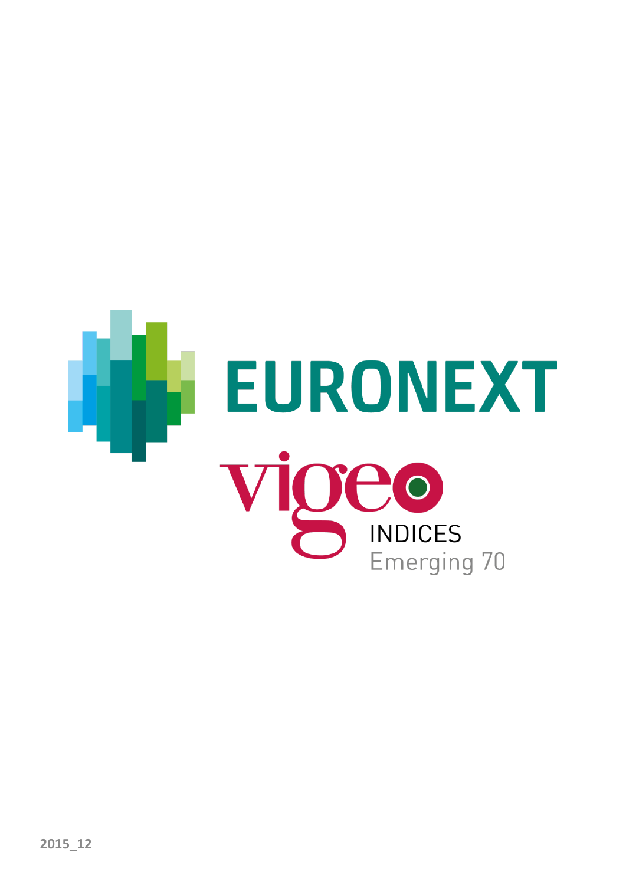# EURONEXT

# vigeo

INDICES

Emerging 70

2015_12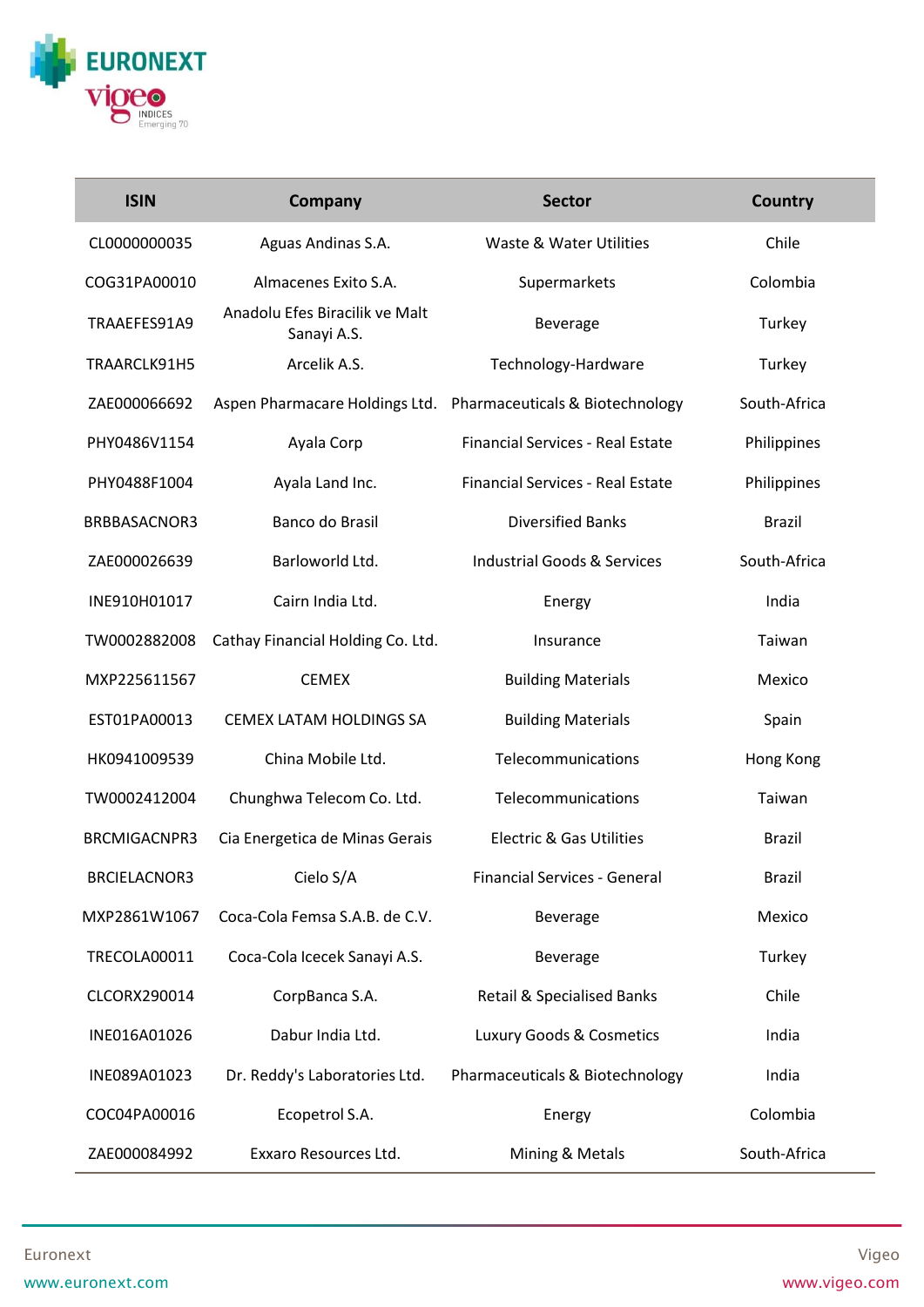| ISIN | Company | Sector | Country |
|---|---|---|---|
| CL0000000035 | Aguas Andinas S.A. | Waste & Water Utilities | Chile |
| COG31PA00010 | Almacenes Exito S.A. | Supermarkets | Colombia |
| TRAAEFES91A9 | Anadolu Efes Biracilik ve Malt Sanayi A.S. | Beverage | Turkey |
| TRAARCLK91H5 | Arcelik A.S. | Technology-Hardware | Turkey |
| ZAE000066692 | Aspen Pharmacare Holdings Ltd. | Pharmaceuticals & Biotechnology | South-Africa |
| PHY0486V1154 | Ayala Corp | Financial Services - Real Estate | Philippines |
| PHY0488F1004 | Ayala Land Inc. | Financial Services - Real Estate | Philippines |
| BRBBASACNOR3 | Banco do Brasil | Diversified Banks | Brazil |
| ZAE000026639 | Barloworld Ltd. | Industrial Goods & Services | South-Africa |
| INE910H01017 | Cairn India Ltd. | Energy | India |
| TW0002882008 | Cathay Financial Holding Co. Ltd. | Insurance | Taiwan |
| MXP225611567 | CEMEX | Building Materials | Mexico |
| EST01PA00013 | CEMEX LATAM HOLDINGS SA | Building Materials | Spain |
| HK0941009539 | China Mobile Ltd. | Telecommunications | Hong Kong |
| TW0002412004 | Chunghwa Telecom Co. Ltd. | Telecommunications | Taiwan |
| BRCMIGACNPR3 | Cia Energetica de Minas Gerais | Electric & Gas Utilities | Brazil |
| BRCIELACNOR3 | Cielo S/A | Financial Services - General | Brazil |
| MXP2861W1067 | Coca-Cola Femsa S.A.B. de C.V. | Beverage | Mexico |
| TRECOLA00011 | Coca-Cola Icecek Sanayi A.S. | Beverage | Turkey |
| CLCORX290014 | CorpBanca S.A. | Retail & Specialised Banks | Chile |
| INE016A01026 | Dabur India Ltd. | Luxury Goods & Cosmetics | India |
| INE089A01023 | Dr. Reddy's Laboratories Ltd. | Pharmaceuticals & Biotechnology | India |
| COC04PA00016 | Ecopetrol S.A. | Energy | Colombia |
| ZAE000084992 | Exxaro Resources Ltd. | Mining & Metals | South-Africa |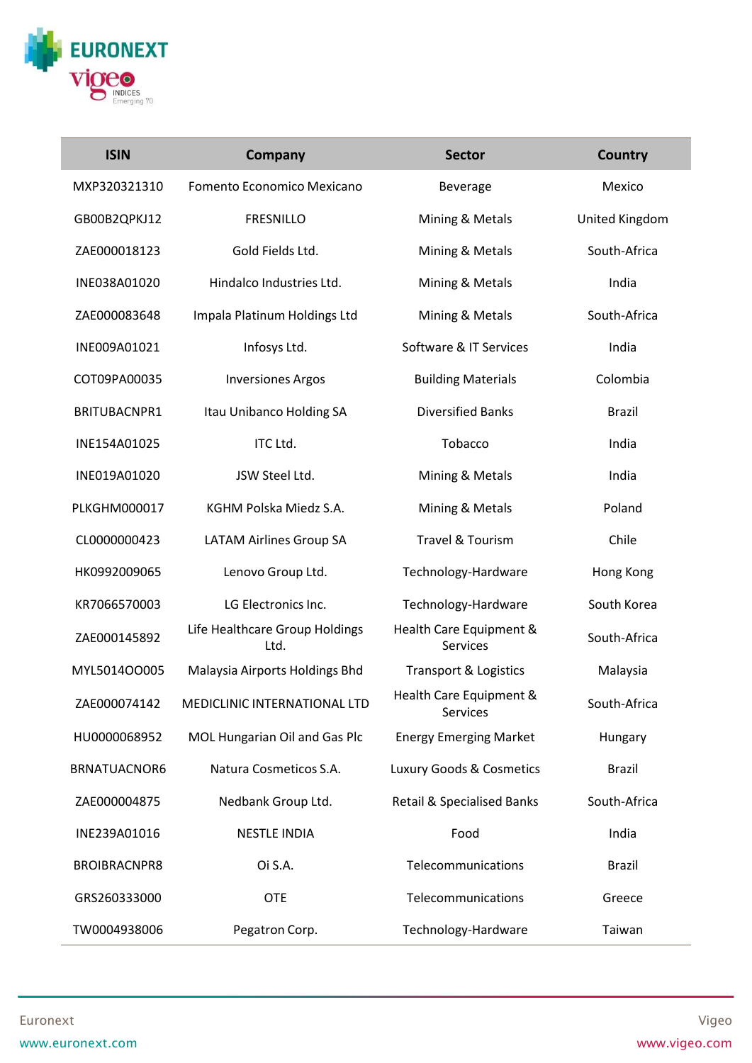| ISIN | Company | Sector | Country |
|---|---|---|---|
| MXP320321310 | Fomento Economico Mexicano | Beverage | Mexico |
| GB00B2QPKJ12 | FRESNILLO | Mining & Metals | United Kingdom |
| ZAE000018123 | Gold Fields Ltd. | Mining & Metals | South-Africa |
| INE038A01020 | Hindalco Industries Ltd. | Mining & Metals | India |
| ZAE000083648 | Impala Platinum Holdings Ltd | Mining & Metals | South-Africa |
| INE009A01021 | Infosys Ltd. | Software & IT Services | India |
| COT09PA00035 | Inversiones Argos | Building Materials | Colombia |
| BRITUBACNPR1 | Itau Unibanco Holding SA | Diversified Banks | Brazil |
| INE154A01025 | ITC Ltd. | Tobacco | India |
| INE019A01020 | JSW Steel Ltd. | Mining & Metals | India |
| PLKGHM000017 | KGHM Polska Miedz S.A. | Mining & Metals | Poland |
| CL0000000423 | LATAM Airlines Group SA | Travel & Tourism | Chile |
| HK0992009065 | Lenovo Group Ltd. | Technology-Hardware | Hong Kong |
| KR7066570003 | LG Electronics Inc. | Technology-Hardware | South Korea |
| ZAE000145892 | Life Healthcare Group Holdings Ltd. | Health Care Equipment & Services | South-Africa |
| MYL5014OO005 | Malaysia Airports Holdings Bhd | Transport & Logistics | Malaysia |
| ZAE000074142 | MEDICLINIC INTERNATIONAL LTD | Health Care Equipment & Services | South-Africa |
| HU0000068952 | MOL Hungarian Oil and Gas Plc | Energy Emerging Market | Hungary |
| BRNATUACNOR6 | Natura Cosmeticos S.A. | Luxury Goods & Cosmetics | Brazil |
| ZAE000004875 | Nedbank Group Ltd. | Retail & Specialised Banks | South-Africa |
| INE239A01016 | NESTLE INDIA | Food | India |
| BROIBRACNPR8 | Oi S.A. | Telecommunications | Brazil |
| GRS260333000 | OTE | Telecommunications | Greece |
| TW0004938006 | Pegatron Corp. | Technology-Hardware | Taiwan |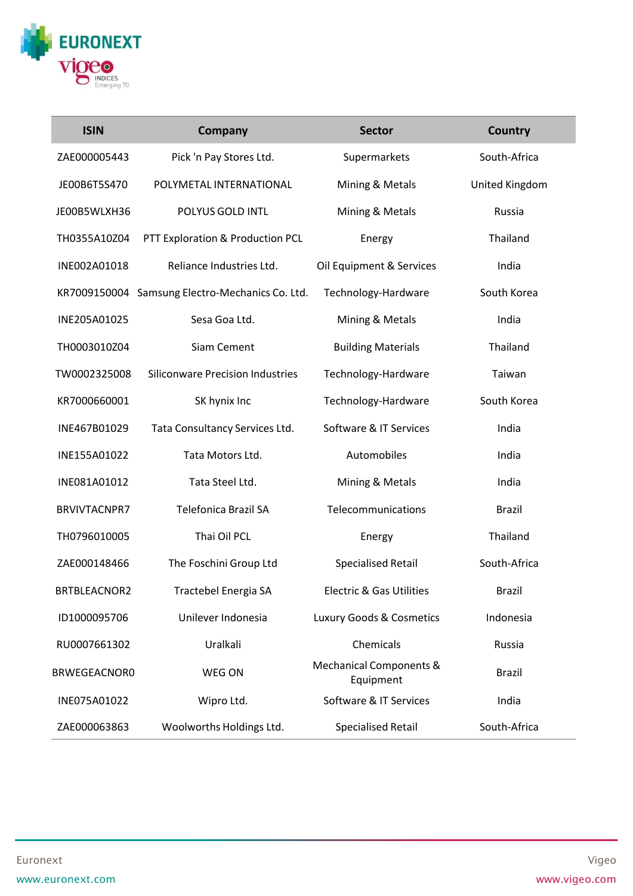| ISIN | Company | Sector | Country |
|---|---|---|---|
| ZAE000005443 | Pick 'n Pay Stores Ltd. | Supermarkets | South-Africa |
| JE00B6T5S470 | POLYMETAL INTERNATIONAL | Mining & Metals | United Kingdom |
| JE00B5WLXH36 | POLYUS GOLD INTL | Mining & Metals | Russia |
| TH0355A10Z04 | PTT Exploration & Production PCL | Energy | Thailand |
| INE002A01018 | Reliance Industries Ltd. | Oil Equipment & Services | India |
| KR7009150004 | Samsung Electro-Mechanics Co. Ltd. | Technology-Hardware | South Korea |
| INE205A01025 | Sesa Goa Ltd. | Mining & Metals | India |
| TH0003010Z04 | Siam Cement | Building Materials | Thailand |
| TW0002325008 | Siliconware Precision Industries | Technology-Hardware | Taiwan |
| KR7000660001 | SK hynix Inc | Technology-Hardware | South Korea |
| INE467B01029 | Tata Consultancy Services Ltd. | Software & IT Services | India |
| INE155A01022 | Tata Motors Ltd. | Automobiles | India |
| INE081A01012 | Tata Steel Ltd. | Mining & Metals | India |
| BRVIVTACNPR7 | Telefonica Brazil SA | Telecommunications | Brazil |
| TH0796010005 | Thai Oil PCL | Energy | Thailand |
| ZAE000148466 | The Foschini Group Ltd | Specialised Retail | South-Africa |
| BRTBLEACNOR2 | Tractebel Energia SA | Electric & Gas Utilities | Brazil |
| ID1000095706 | Unilever Indonesia | Luxury Goods & Cosmetics | Indonesia |
| RU0007661302 | Uralkali | Chemicals | Russia |
| BRWEGEACNOR0 | WEG ON | Mechanical Components & Equipment | Brazil |
| INE075A01022 | Wipro Ltd. | Software & IT Services | India |
| ZAE000063863 | Woolworths Holdings Ltd. | Specialised Retail | South-Africa |